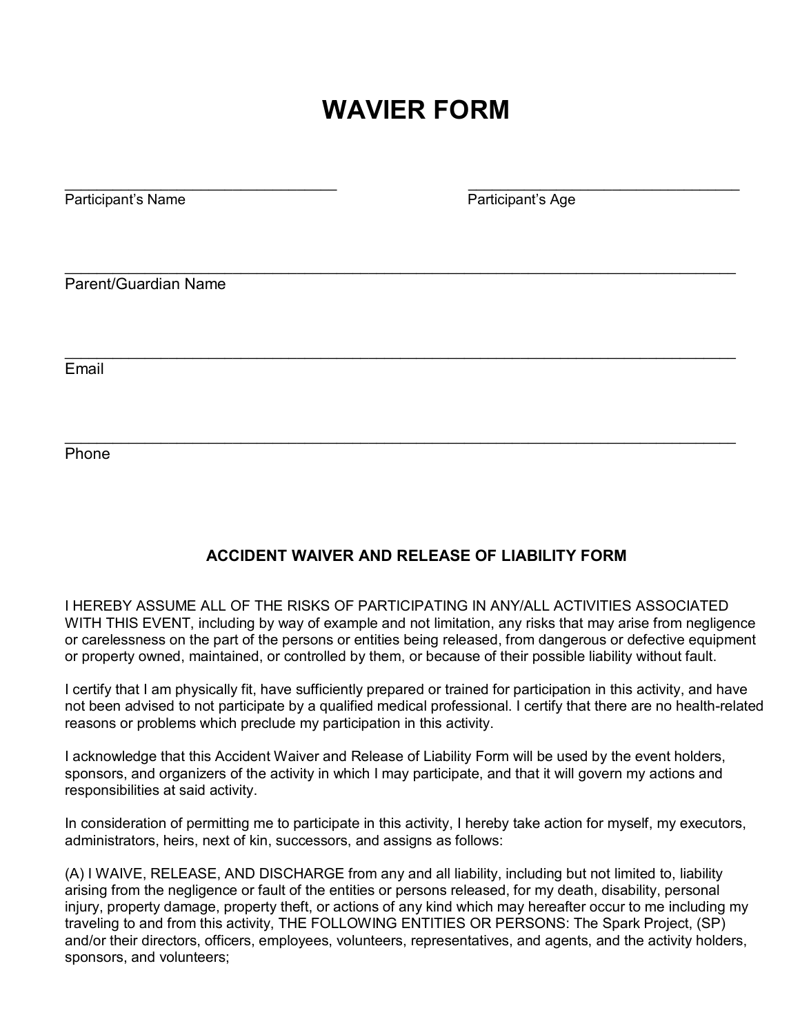# WAVIER FORM

_________________________________ Participant's Name

_________________________________ Participant's Age

_________________________________________________________________________________
Parent/Guardian Name

_________________________________________________________________________________
Email

_________________________________________________________________________________
Phone

### ACCIDENT WAIVER AND RELEASE OF LIABILITY FORM

I HEREBY ASSUME ALL OF THE RISKS OF PARTICIPATING IN ANY/ALL ACTIVITIES ASSOCIATED WITH THIS EVENT, including by way of example and not limitation, any risks that may arise from negligence or carelessness on the part of the persons or entities being released, from dangerous or defective equipment or property owned, maintained, or controlled by them, or because of their possible liability without fault.

I certify that I am physically fit, have sufficiently prepared or trained for participation in this activity, and have not been advised to not participate by a qualified medical professional. I certify that there are no health-related reasons or problems which preclude my participation in this activity.

I acknowledge that this Accident Waiver and Release of Liability Form will be used by the event holders, sponsors, and organizers of the activity in which I may participate, and that it will govern my actions and responsibilities at said activity.

In consideration of permitting me to participate in this activity, I hereby take action for myself, my executors, administrators, heirs, next of kin, successors, and assigns as follows:

(A) I WAIVE, RELEASE, AND DISCHARGE from any and all liability, including but not limited to, liability arising from the negligence or fault of the entities or persons released, for my death, disability, personal injury, property damage, property theft, or actions of any kind which may hereafter occur to me including my traveling to and from this activity, THE FOLLOWING ENTITIES OR PERSONS: The Spark Project, (SP) and/or their directors, officers, employees, volunteers, representatives, and agents, and the activity holders, sponsors, and volunteers;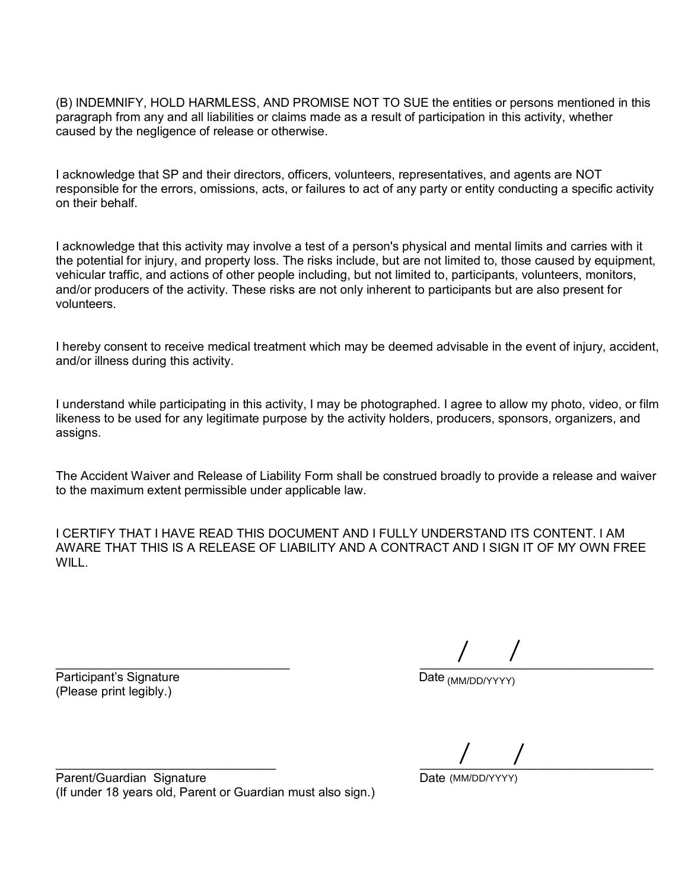(B) INDEMNIFY, HOLD HARMLESS, AND PROMISE NOT TO SUE the entities or persons mentioned in this paragraph from any and all liabilities or claims made as a result of participation in this activity, whether caused by the negligence of release or otherwise.

I acknowledge that SP and their directors, officers, volunteers, representatives, and agents are NOT responsible for the errors, omissions, acts, or failures to act of any party or entity conducting a specific activity on their behalf.

I acknowledge that this activity may involve a test of a person's physical and mental limits and carries with it the potential for injury, and property loss. The risks include, but are not limited to, those caused by equipment, vehicular traffic, and actions of other people including, but not limited to, participants, volunteers, monitors, and/or producers of the activity. These risks are not only inherent to participants but are also present for volunteers.

I hereby consent to receive medical treatment which may be deemed advisable in the event of injury, accident, and/or illness during this activity.

I understand while participating in this activity, I may be photographed. I agree to allow my photo, video, or film likeness to be used for any legitimate purpose by the activity holders, producers, sponsors, organizers, and assigns.

The Accident Waiver and Release of Liability Form shall be construed broadly to provide a release and waiver to the maximum extent permissible under applicable law.

I CERTIFY THAT I HAVE READ THIS DOCUMENT AND I FULLY UNDERSTAND ITS CONTENT. I AM AWARE THAT THIS IS A RELEASE OF LIABILITY AND A CONTRACT AND I SIGN IT OF MY OWN FREE WILL.

| | |
|---|---|
| ____________________________________ | _____ / _____ / __________ |
| Participant's Signature (Please print legibly.) | Date (MM/DD/YYYY) |
| ____________________________________ | _____ / _____ / __________ |
| Parent/Guardian Signature (If under 18 years old, Parent or Guardian must also sign.) | Date (MM/DD/YYYY) |